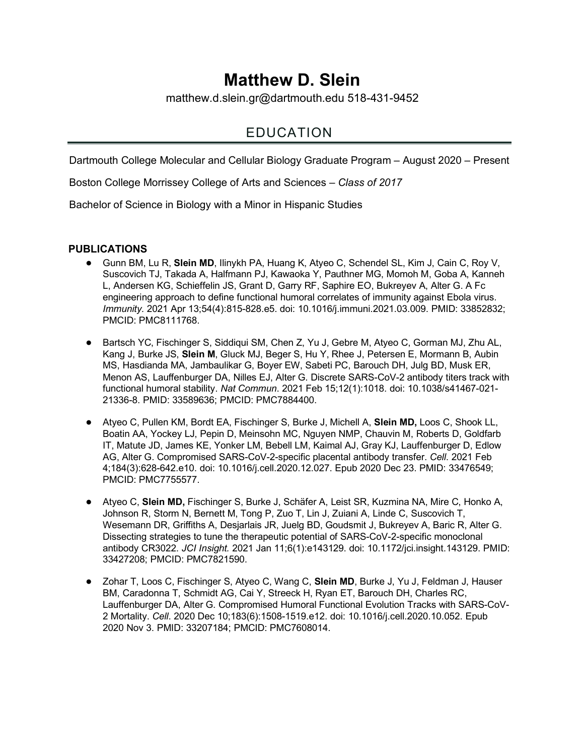# Matthew D. Slein

matthew.d.slein.gr@dartmouth.edu 518-431-9452

## EDUCATION

Dartmouth College Molecular and Cellular Biology Graduate Program – August 2020 – Present

Boston College Morrissey College of Arts and Sciences – *Class of 2017*

Bachelor of Science in Biology with a Minor in Hispanic Studies

### PUBLICATIONS

- Gunn BM, Lu R, **Slein MD**, Ilinykh PA, Huang K, Atyeo C, Schendel SL, Kim J, Cain C, Roy V, Suscovich TJ, Takada A, Halfmann PJ, Kawaoka Y, Pauthner MG, Momoh M, Goba A, Kanneh L, Andersen KG, Schieffelin JS, Grant D, Garry RF, Saphire EO, Bukreyev A, Alter G. A Fc engineering approach to define functional humoral correlates of immunity against Ebola virus. *Immunity*. 2021 Apr 13;54(4):815-828.e5. doi: 10.1016/j.immuni.2021.03.009. PMID: 33852832; PMCID: PMC8111768.

- Bartsch YC, Fischinger S, Siddiqui SM, Chen Z, Yu J, Gebre M, Atyeo C, Gorman MJ, Zhu AL, Kang J, Burke JS, **Slein M**, Gluck MJ, Beger S, Hu Y, Rhee J, Petersen E, Mormann B, Aubin MS, Hasdianda MA, Jambaulikar G, Boyer EW, Sabeti PC, Barouch DH, Julg BD, Musk ER, Menon AS, Lauffenburger DA, Nilles EJ, Alter G. Discrete SARS-CoV-2 antibody titers track with functional humoral stability. *Nat Commun*. 2021 Feb 15;12(1):1018. doi: 10.1038/s41467-021-21336-8. PMID: 33589636; PMCID: PMC7884400.

- Atyeo C, Pullen KM, Bordt EA, Fischinger S, Burke J, Michell A, **Slein MD,** Loos C, Shook LL, Boatin AA, Yockey LJ, Pepin D, Meinsohn MC, Nguyen NMP, Chauvin M, Roberts D, Goldfarb IT, Matute JD, James KE, Yonker LM, Bebell LM, Kaimal AJ, Gray KJ, Lauffenburger D, Edlow AG, Alter G. Compromised SARS-CoV-2-specific placental antibody transfer. *Cell*. 2021 Feb 4;184(3):628-642.e10. doi: 10.1016/j.cell.2020.12.027. Epub 2020 Dec 23. PMID: 33476549; PMCID: PMC7755577.

- Atyeo C, **Slein MD,** Fischinger S, Burke J, Schäfer A, Leist SR, Kuzmina NA, Mire C, Honko A, Johnson R, Storm N, Bernett M, Tong P, Zuo T, Lin J, Zuiani A, Linde C, Suscovich T, Wesemann DR, Griffiths A, Desjarlais JR, Juelg BD, Goudsmit J, Bukreyev A, Baric R, Alter G. Dissecting strategies to tune the therapeutic potential of SARS-CoV-2-specific monoclonal antibody CR3022. *JCI Insight.* 2021 Jan 11;6(1):e143129. doi: 10.1172/jci.insight.143129. PMID: 33427208; PMCID: PMC7821590.

- Zohar T, Loos C, Fischinger S, Atyeo C, Wang C, **Slein MD**, Burke J, Yu J, Feldman J, Hauser BM, Caradonna T, Schmidt AG, Cai Y, Streeck H, Ryan ET, Barouch DH, Charles RC, Lauffenburger DA, Alter G. Compromised Humoral Functional Evolution Tracks with SARS-CoV-2 Mortality. *Cell*. 2020 Dec 10;183(6):1508-1519.e12. doi: 10.1016/j.cell.2020.10.052. Epub 2020 Nov 3. PMID: 33207184; PMCID: PMC7608014.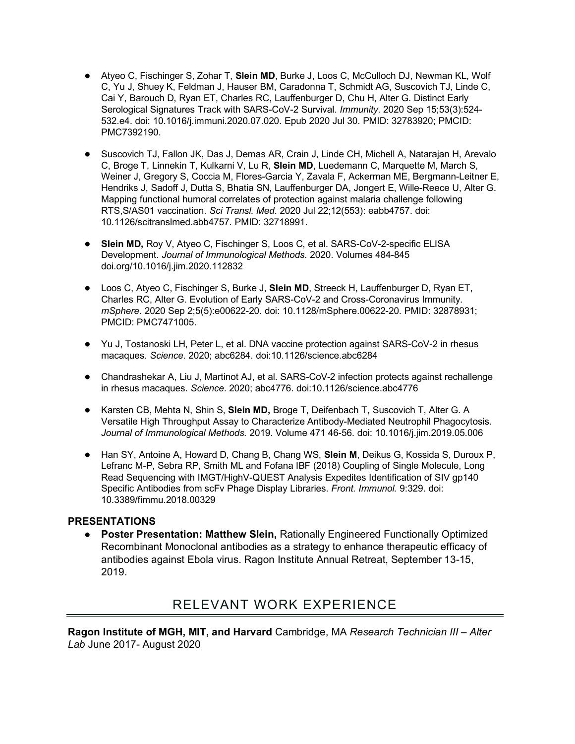- Atyeo C, Fischinger S, Zohar T, **Slein MD**, Burke J, Loos C, McCulloch DJ, Newman KL, Wolf C, Yu J, Shuey K, Feldman J, Hauser BM, Caradonna T, Schmidt AG, Suscovich TJ, Linde C, Cai Y, Barouch D, Ryan ET, Charles RC, Lauffenburger D, Chu H, Alter G. Distinct Early Serological Signatures Track with SARS-CoV-2 Survival. *Immunity*. 2020 Sep 15;53(3):524-532.e4. doi: 10.1016/j.immuni.2020.07.020. Epub 2020 Jul 30. PMID: 32783920; PMCID: PMC7392190.

- Suscovich TJ, Fallon JK, Das J, Demas AR, Crain J, Linde CH, Michell A, Natarajan H, Arevalo C, Broge T, Linnekin T, Kulkarni V, Lu R, **Slein MD**, Luedemann C, Marquette M, March S, Weiner J, Gregory S, Coccia M, Flores-Garcia Y, Zavala F, Ackerman ME, Bergmann-Leitner E, Hendriks J, Sadoff J, Dutta S, Bhatia SN, Lauffenburger DA, Jongert E, Wille-Reece U, Alter G. Mapping functional humoral correlates of protection against malaria challenge following RTS,S/AS01 vaccination. *Sci Transl. Med*. 2020 Jul 22;12(553): eabb4757. doi: 10.1126/scitranslmed.abb4757. PMID: 32718991.

- **Slein MD,** Roy V, Atyeo C, Fischinger S, Loos C, et al. SARS-CoV-2-specific ELISA Development. *Journal of Immunological Methods.* 2020. Volumes 484-845 doi.org/10.1016/j.jim.2020.112832

- Loos C, Atyeo C, Fischinger S, Burke J, **Slein MD**, Streeck H, Lauffenburger D, Ryan ET, Charles RC, Alter G. Evolution of Early SARS-CoV-2 and Cross-Coronavirus Immunity. *mSphere*. 2020 Sep 2;5(5):e00622-20. doi: 10.1128/mSphere.00622-20. PMID: 32878931; PMCID: PMC7471005.

- Yu J, Tostanoski LH, Peter L, et al. DNA vaccine protection against SARS-CoV-2 in rhesus macaques. *Science*. 2020; abc6284. doi:10.1126/science.abc6284

- Chandrashekar A, Liu J, Martinot AJ, et al. SARS-CoV-2 infection protects against rechallenge in rhesus macaques. *Science*. 2020; abc4776. doi:10.1126/science.abc4776

- Karsten CB, Mehta N, Shin S, **Slein MD,** Broge T, Deifenbach T, Suscovich T, Alter G. A Versatile High Throughput Assay to Characterize Antibody-Mediated Neutrophil Phagocytosis. *Journal of Immunological Methods.* 2019. Volume 471 46-56. doi: 10.1016/j.jim.2019.05.006

- Han SY, Antoine A, Howard D, Chang B, Chang WS, **Slein M**, Deikus G, Kossida S, Duroux P, Lefranc M-P, Sebra RP, Smith ML and Fofana IBF (2018) Coupling of Single Molecule, Long Read Sequencing with IMGT/HighV-QUEST Analysis Expedites Identification of SIV gp140 Specific Antibodies from scFv Phage Display Libraries. *Front. Immunol.* 9:329. doi: 10.3389/fimmu.2018.00329

### PRESENTATIONS

- **Poster Presentation: Matthew Slein,** Rationally Engineered Functionally Optimized Recombinant Monoclonal antibodies as a strategy to enhance therapeutic efficacy of antibodies against Ebola virus. Ragon Institute Annual Retreat, September 13-15, 2019.

## RELEVANT WORK EXPERIENCE

**Ragon Institute of MGH, MIT, and Harvard** Cambridge, MA *Research Technician III – Alter Lab* June 2017- August 2020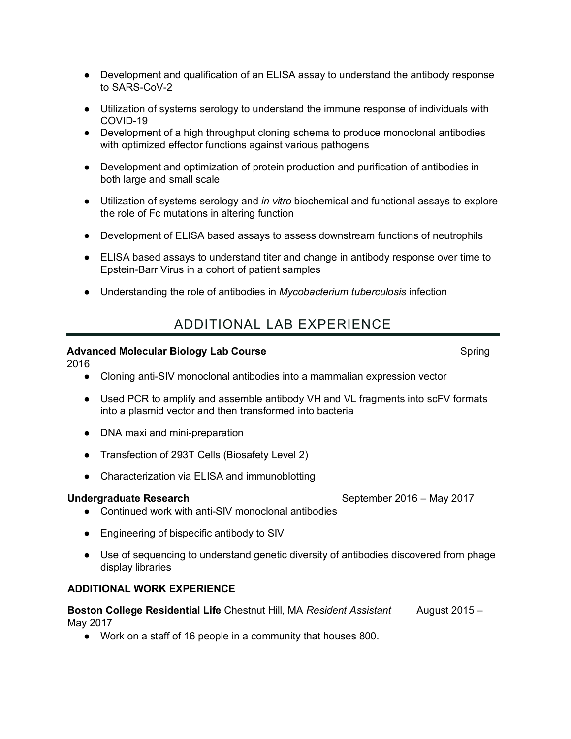- Development and qualification of an ELISA assay to understand the antibody response to SARS-CoV-2
- Utilization of systems serology to understand the immune response of individuals with COVID-19
- Development of a high throughput cloning schema to produce monoclonal antibodies with optimized effector functions against various pathogens
- Development and optimization of protein production and purification of antibodies in both large and small scale
- Utilization of systems serology and *in vitro* biochemical and functional assays to explore the role of Fc mutations in altering function
- Development of ELISA based assays to assess downstream functions of neutrophils
- ELISA based assays to understand titer and change in antibody response over time to Epstein-Barr Virus in a cohort of patient samples
- Understanding the role of antibodies in *Mycobacterium tuberculosis* infection

## ADDITIONAL LAB EXPERIENCE

**Advanced Molecular Biology Lab Course** Spring 2016

- Cloning anti-SIV monoclonal antibodies into a mammalian expression vector
- Used PCR to amplify and assemble antibody VH and VL fragments into scFV formats into a plasmid vector and then transformed into bacteria
- DNA maxi and mini-preparation
- Transfection of 293T Cells (Biosafety Level 2)
- Characterization via ELISA and immunoblotting

**Undergraduate Research** September 2016 – May 2017

- Continued work with anti-SIV monoclonal antibodies
- Engineering of bispecific antibody to SIV
- Use of sequencing to understand genetic diversity of antibodies discovered from phage display libraries

### ADDITIONAL WORK EXPERIENCE

**Boston College Residential Life** Chestnut Hill, MA *Resident Assistant* August 2015 – May 2017

- Work on a staff of 16 people in a community that houses 800.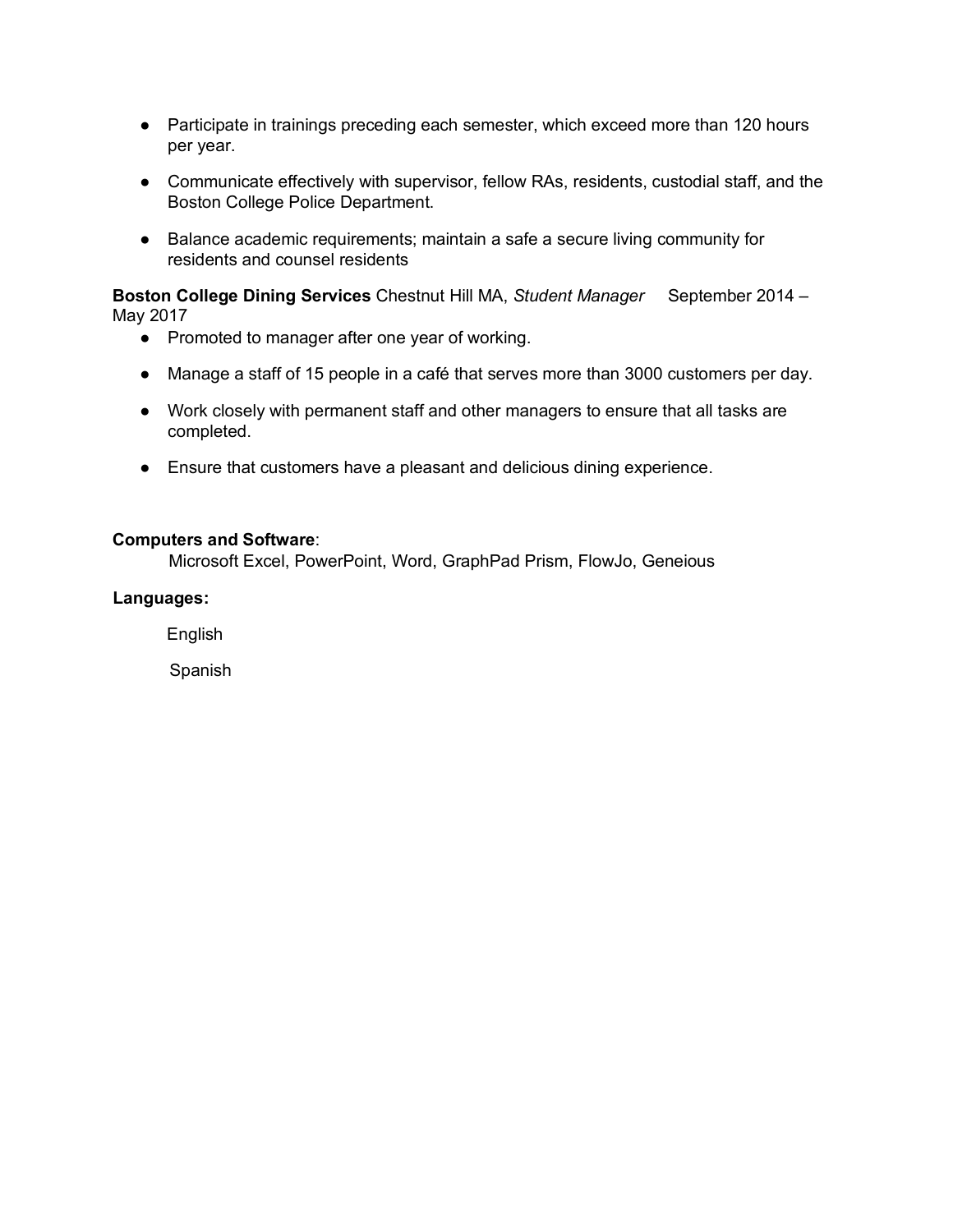- Participate in trainings preceding each semester, which exceed more than 120 hours per year.
- Communicate effectively with supervisor, fellow RAs, residents, custodial staff, and the Boston College Police Department.
- Balance academic requirements; maintain a safe a secure living community for residents and counsel residents

**Boston College Dining Services** Chestnut Hill MA, *Student Manager* September 2014 – May 2017

- Promoted to manager after one year of working.
- Manage a staff of 15 people in a café that serves more than 3000 customers per day.
- Work closely with permanent staff and other managers to ensure that all tasks are completed.
- Ensure that customers have a pleasant and delicious dining experience.

**Computers and Software**:

Microsoft Excel, PowerPoint, Word, GraphPad Prism, FlowJo, Geneious

**Languages:**

English

Spanish